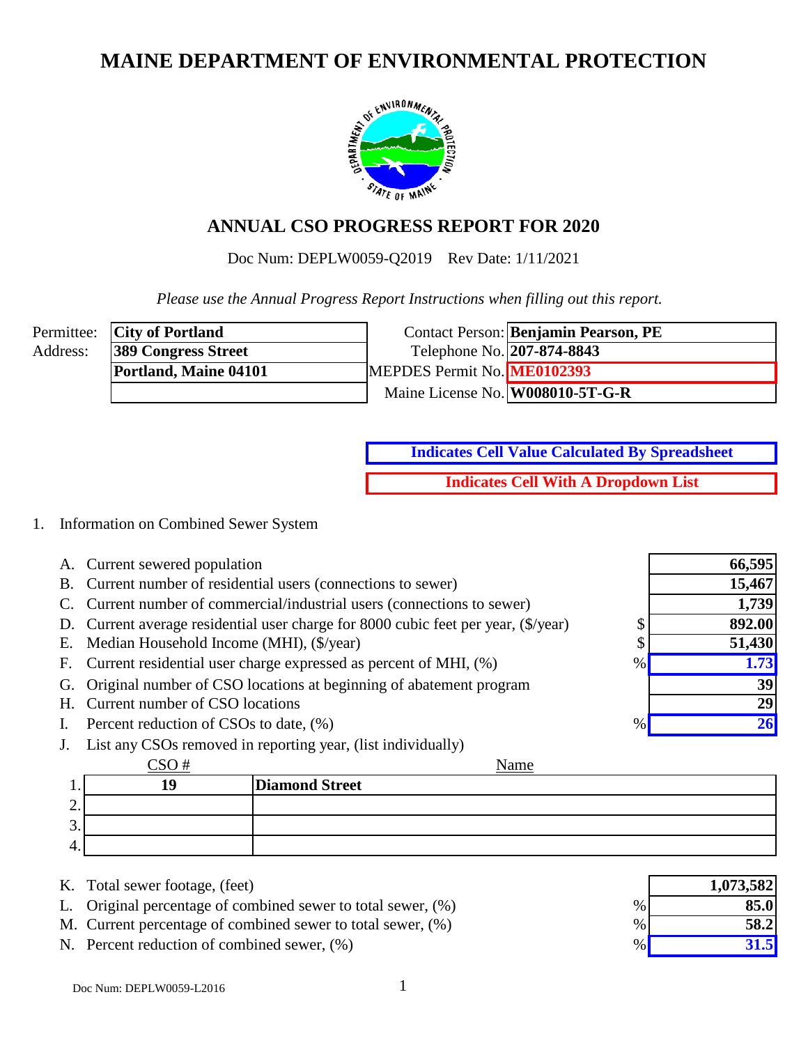# MAINE DEPARTMENT OF ENVIRONMENTAL PROTECTION

## ANNUAL CSO PROGRESS REPORT FOR 2020

Doc Num: DEPLW0059-Q2019 Rev Date: 1/11/2021

*Please use the Annual Progress Report Instructions when filling out this report.*

| | | | |
|---|---|---|---|
| Permittee: | **City of Portland** | Contact Person: | **Benjamin Pearson, PE** |
| Address: | **389 Congress Street** | Telephone No. | **207-874-8843** |
| | **Portland, Maine 04101** | MEPDES Permit No. | **ME0102393** |
| | | Maine License No. | **W008010-5T-G-R** |

**Indicates Cell Value Calculated By Spreadsheet**

**Indicates Cell With A Dropdown List**

1. Information on Combined Sewer System

| | | | |
|---|---|---|---|
| A. | Current sewered population | | **66,595** |
| B. | Current number of residential users (connections to sewer) | | **15,467** |
| C. | Current number of commercial/industrial users (connections to sewer) | | **1,739** |
| D. | Current average residential user charge for 8000 cubic feet per year, ($/year) | $ | **892.00** |
| E. | Median Household Income (MHI), ($/year) | $ | **51,430** |
| F. | Current residential user charge expressed as percent of MHI, (%) | % | **1.73** |
| G. | Original number of CSO locations at beginning of abatement program | | **39** |
| H. | Current number of CSO locations | | **29** |
| I. | Percent reduction of CSOs to date, (%) | % | **26** |

J. List any CSOs removed in reporting year, (list individually)

| | CSO # | Name |
|---|---|---|
| 1. | **19** | **Diamond Street** |
| 2. | | |
| 3. | | |
| 4. | | |

| | | | |
|---|---|---|---|
| K. | Total sewer footage, (feet) | | **1,073,582** |
| L. | Original percentage of combined sewer to total sewer, (%) | % | **85.0** |
| M. | Current percentage of combined sewer to total sewer, (%) | % | **58.2** |
| N. | Percent reduction of combined sewer, (%) | % | **31.5** |

Doc Num: DEPLW0059-L2016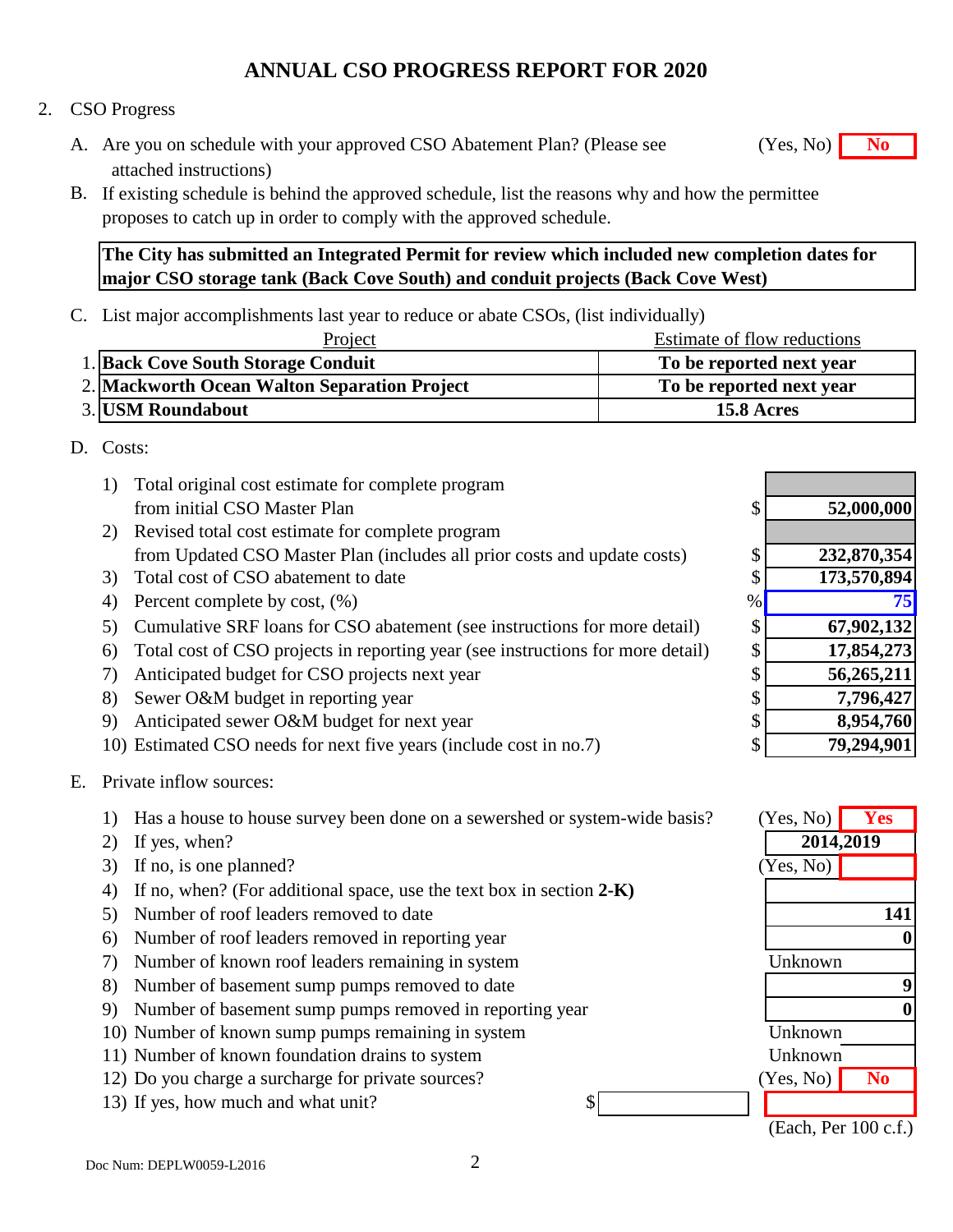# ANNUAL CSO PROGRESS REPORT FOR 2020

2. CSO Progress

   A. Are you on schedule with your approved CSO Abatement Plan? (Please see attached instructions) (Yes, No) **No**

   B. If existing schedule is behind the approved schedule, list the reasons why and how the permittee proposes to catch up in order to comply with the approved schedule.

   **The City has submitted an Integrated Permit for review which included new completion dates for major CSO storage tank (Back Cove South) and conduit projects (Back Cove West)**

   C. List major accomplishments last year to reduce or abate CSOs, (list individually)

| | Project | Estimate of flow reductions |
|---|---|---|
| 1. | **Back Cove South Storage Conduit** | **To be reported next year** |
| 2. | **Mackworth Ocean Walton Separation Project** | **To be reported next year** |
| 3. | **USM Roundabout** | **15.8 Acres** |

   D. Costs:

| | Item | | Value |
|---|---|---|---|
| 1) | Total original cost estimate for complete program from initial CSO Master Plan | $ | **52,000,000** |
| 2) | Revised total cost estimate for complete program from Updated CSO Master Plan (includes all prior costs and update costs) | $ | **232,870,354** |
| 3) | Total cost of CSO abatement to date | $ | **173,570,894** |
| 4) | Percent complete by cost, (%) | % | **75** |
| 5) | Cumulative SRF loans for CSO abatement (see instructions for more detail) | $ | **67,902,132** |
| 6) | Total cost of CSO projects in reporting year (see instructions for more detail) | $ | **17,854,273** |
| 7) | Anticipated budget for CSO projects next year | $ | **56,265,211** |
| 8) | Sewer O&M budget in reporting year | $ | **7,796,427** |
| 9) | Anticipated sewer O&M budget for next year | $ | **8,954,760** |
| 10) | Estimated CSO needs for next five years (include cost in no.7) | $ | **79,294,901** |

   E. Private inflow sources:

| | Item | Response |
|---|---|---|
| 1) | Has a house to house survey been done on a sewershed or system-wide basis? (Yes, No) | **Yes** |
| 2) | If yes, when? | **2014,2019** |
| 3) | If no, is one planned? (Yes, No) | |
| 4) | If no, when? (For additional space, use the text box in section **2-K)** | |
| 5) | Number of roof leaders removed to date | **141** |
| 6) | Number of roof leaders removed in reporting year | **0** |
| 7) | Number of known roof leaders remaining in system | Unknown |
| 8) | Number of basement sump pumps removed to date | **9** |
| 9) | Number of basement sump pumps removed in reporting year | **0** |
| 10) | Number of known sump pumps remaining in system | Unknown |
| 11) | Number of known foundation drains to system | Unknown |
| 12) | Do you charge a surcharge for private sources? (Yes, No) | **No** |
| 13) | If yes, how much and what unit? $ | (Each, Per 100 c.f.) |

Doc Num: DEPLW0059-L2016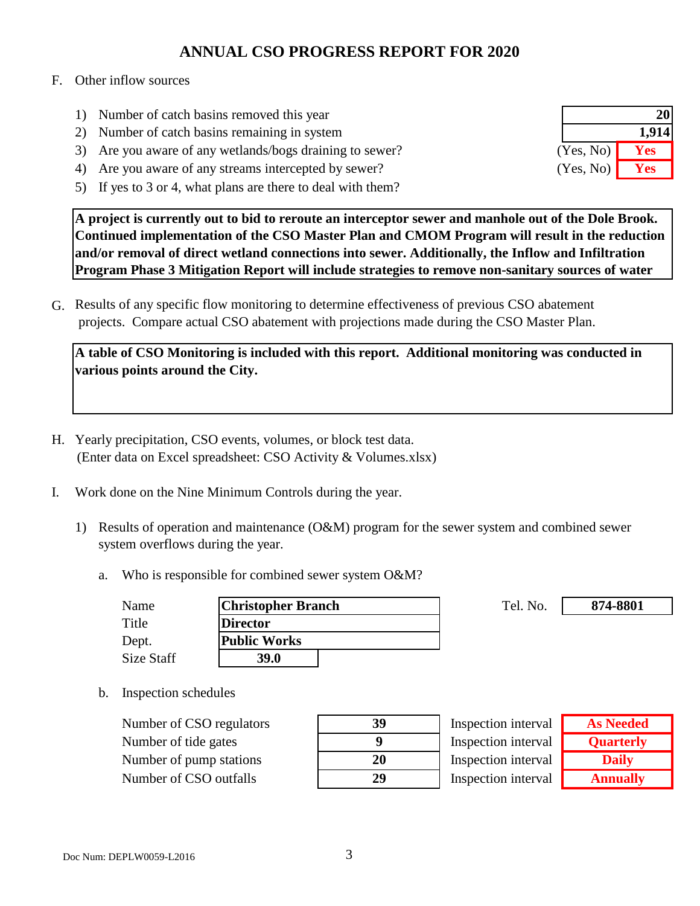# ANNUAL CSO PROGRESS REPORT FOR 2020

F. Other inflow sources

1) Number of catch basins removed this year — **20**
2) Number of catch basins remaining in system — **1,914**
3) Are you aware of any wetlands/bogs draining to sewer? (Yes, No) — **Yes**
4) Are you aware of any streams intercepted by sewer? (Yes, No) — **Yes**
5) If yes to 3 or 4, what plans are there to deal with them?

**A project is currently out to bid to reroute an interceptor sewer and manhole out of the Dole Brook. Continued implementation of the CSO Master Plan and CMOM Program will result in the reduction and/or removal of direct wetland connections into sewer. Additionally, the Inflow and Infiltration Program Phase 3 Mitigation Report will include strategies to remove non-sanitary sources of water**

G. Results of any specific flow monitoring to determine effectiveness of previous CSO abatement projects. Compare actual CSO abatement with projections made during the CSO Master Plan.

**A table of CSO Monitoring is included with this report. Additional monitoring was conducted in various points around the City.**

H. Yearly precipitation, CSO events, volumes, or block test data. (Enter data on Excel spreadsheet: CSO Activity & Volumes.xlsx)

I. Work done on the Nine Minimum Controls during the year.

1) Results of operation and maintenance (O&M) program for the sewer system and combined sewer system overflows during the year.

a. Who is responsible for combined sewer system O&M?

| | |
|---|---|
| Name | **Christopher Branch** |
| Title | **Director** |
| Dept. | **Public Works** |
| Size Staff | **39.0** |
| Tel. No. | **874-8801** |

b. Inspection schedules

| | Number | | Interval |
|---|---|---|---|
| Number of CSO regulators | **39** | Inspection interval | **As Needed** |
| Number of tide gates | **9** | Inspection interval | **Quarterly** |
| Number of pump stations | **20** | Inspection interval | **Daily** |
| Number of CSO outfalls | **29** | Inspection interval | **Annually** |

Doc Num: DEPLW0059-L2016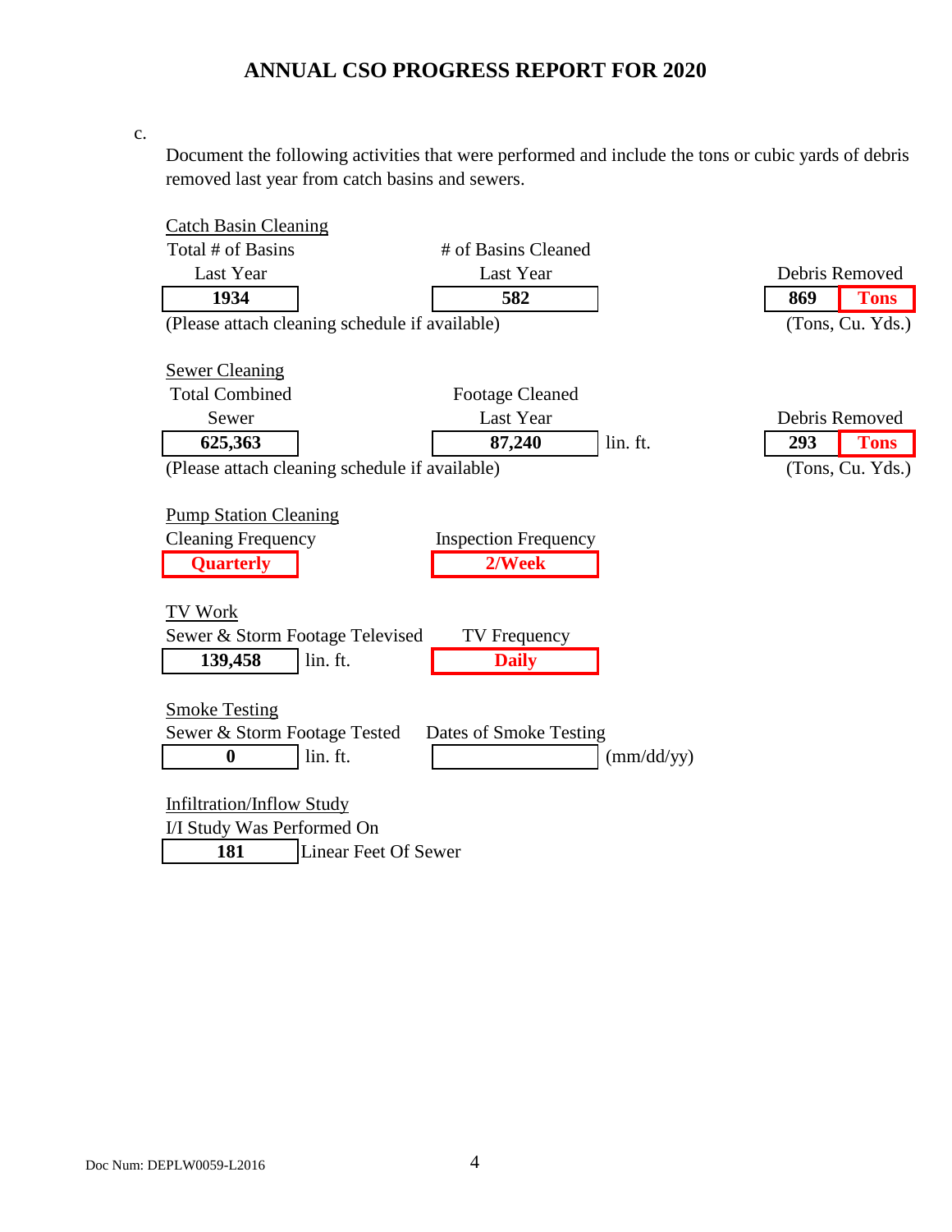## ANNUAL CSO PROGRESS REPORT FOR 2020

c.

Document the following activities that were performed and include the tons or cubic yards of debris removed last year from catch basins and sewers.

Catch Basin Cleaning

| Total # of Basins Last Year | # of Basins Cleaned Last Year | Debris Removed | |
|---|---|---|---|
| **1934** | **582** | **869** | **Tons** |

(Please attach cleaning schedule if available) (Tons, Cu. Yds.)

Sewer Cleaning

| Total Combined Sewer | Footage Cleaned Last Year | | Debris Removed | |
|---|---|---|---|---|
| **625,363** | **87,240** | lin. ft. | **293** | **Tons** |

(Please attach cleaning schedule if available) (Tons, Cu. Yds.)

Pump Station Cleaning

| Cleaning Frequency | Inspection Frequency |
|---|---|
| **Quarterly** | **2/Week** |

TV Work

| Sewer & Storm Footage Televised | | TV Frequency |
|---|---|---|
| **139,458** | lin. ft. | **Daily** |

Smoke Testing

| Sewer & Storm Footage Tested | | Dates of Smoke Testing | |
|---|---|---|---|
| **0** | lin. ft. | | (mm/dd/yy) |

Infiltration/Inflow Study

I/I Study Was Performed On

**181** Linear Feet Of Sewer

Doc Num: DEPLW0059-L2016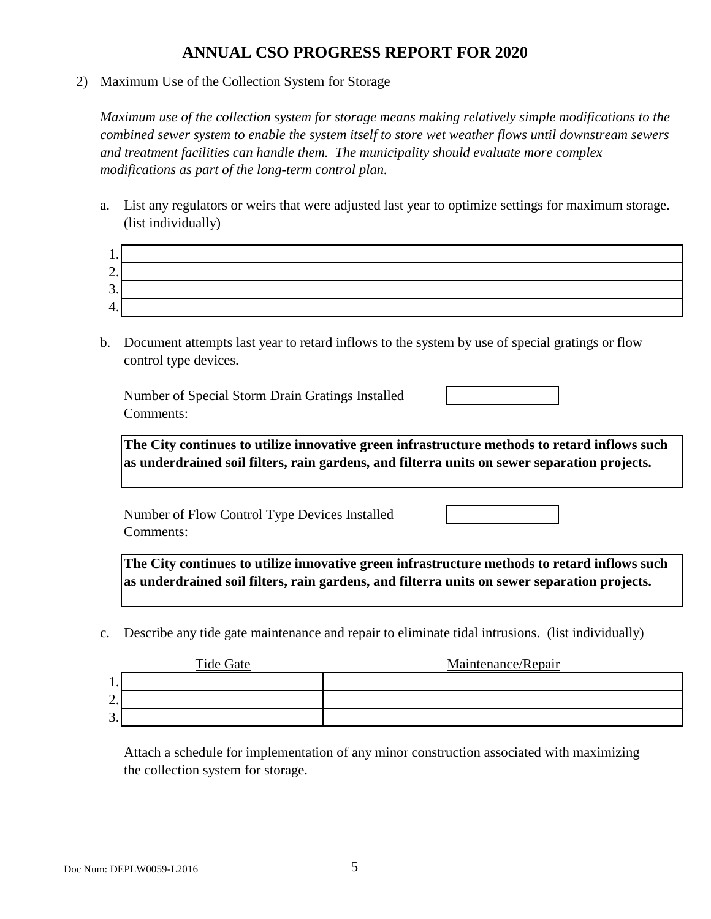# ANNUAL CSO PROGRESS REPORT FOR 2020

2) Maximum Use of the Collection System for Storage

*Maximum use of the collection system for storage means making relatively simple modifications to the combined sewer system to enable the system itself to store wet weather flows until downstream sewers and treatment facilities can handle them. The municipality should evaluate more complex modifications as part of the long-term control plan.*

a. List any regulators or weirs that were adjusted last year to optimize settings for maximum storage. (list individually)

| # | |
|---|---|
| 1. | |
| 2. | |
| 3. | |
| 4. | |

b. Document attempts last year to retard inflows to the system by use of special gratings or flow control type devices.

Number of Special Storm Drain Gratings Installed: 

Comments:

**The City continues to utilize innovative green infrastructure methods to retard inflows such as underdrained soil filters, rain gardens, and filterra units on sewer separation projects.**

Number of Flow Control Type Devices Installed: 

Comments:

**The City continues to utilize innovative green infrastructure methods to retard inflows such as underdrained soil filters, rain gardens, and filterra units on sewer separation projects.**

c. Describe any tide gate maintenance and repair to eliminate tidal intrusions. (list individually)

| # | Tide Gate | Maintenance/Repair |
|---|---|---|
| 1. | | |
| 2. | | |
| 3. | | |

Attach a schedule for implementation of any minor construction associated with maximizing the collection system for storage.

Doc Num: DEPLW0059-L2016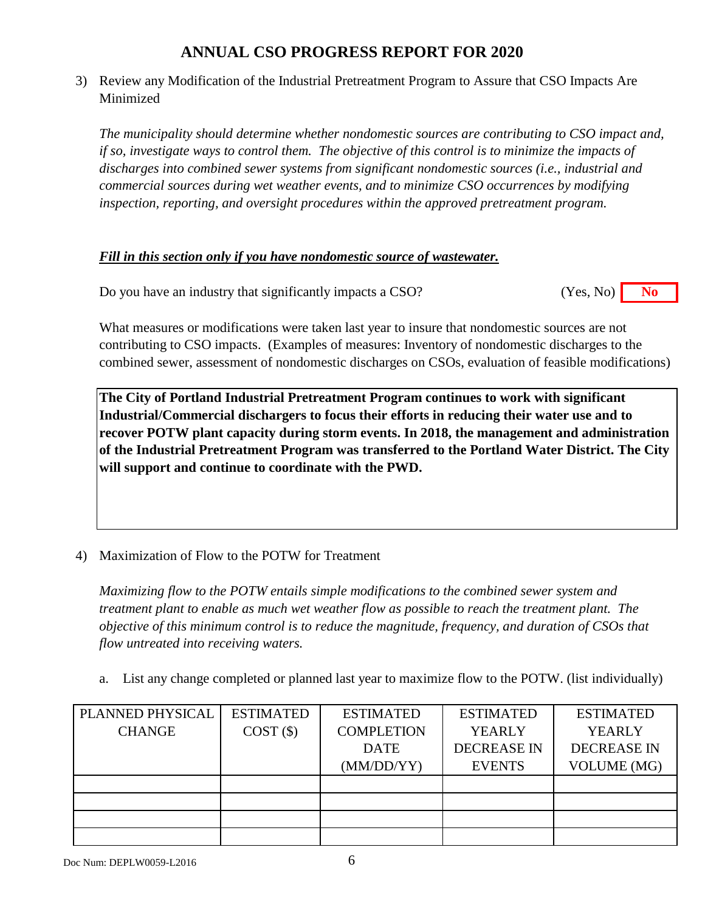# ANNUAL CSO PROGRESS REPORT FOR 2020

3) Review any Modification of the Industrial Pretreatment Program to Assure that CSO Impacts Are Minimized

   *The municipality should determine whether nondomestic sources are contributing to CSO impact and, if so, investigate ways to control them. The objective of this control is to minimize the impacts of discharges into combined sewer systems from significant nondomestic sources (i.e., industrial and commercial sources during wet weather events, and to minimize CSO occurrences by modifying inspection, reporting, and oversight procedures within the approved pretreatment program.*

   ***Fill in this section only if you have nondomestic source of wastewater.***

   Do you have an industry that significantly impacts a CSO? (Yes, No) **No**

   What measures or modifications were taken last year to insure that nondomestic sources are not contributing to CSO impacts. (Examples of measures: Inventory of nondomestic discharges to the combined sewer, assessment of nondomestic discharges on CSOs, evaluation of feasible modifications)

   **The City of Portland Industrial Pretreatment Program continues to work with significant Industrial/Commercial dischargers to focus their efforts in reducing their water use and to recover POTW plant capacity during storm events. In 2018, the management and administration of the Industrial Pretreatment Program was transferred to the Portland Water District. The City will support and continue to coordinate with the PWD.**

4) Maximization of Flow to the POTW for Treatment

   *Maximizing flow to the POTW entails simple modifications to the combined sewer system and treatment plant to enable as much wet weather flow as possible to reach the treatment plant. The objective of this minimum control is to reduce the magnitude, frequency, and duration of CSOs that flow untreated into receiving waters.*

   a. List any change completed or planned last year to maximize flow to the POTW. (list individually)

| PLANNED PHYSICAL CHANGE | ESTIMATED COST ($) | ESTIMATED COMPLETION DATE (MM/DD/YY) | ESTIMATED YEARLY DECREASE IN EVENTS | ESTIMATED YEARLY DECREASE IN VOLUME (MG) |
|---|---|---|---|---|
| | | | | |
| | | | | |
| | | | | |
| | | | | |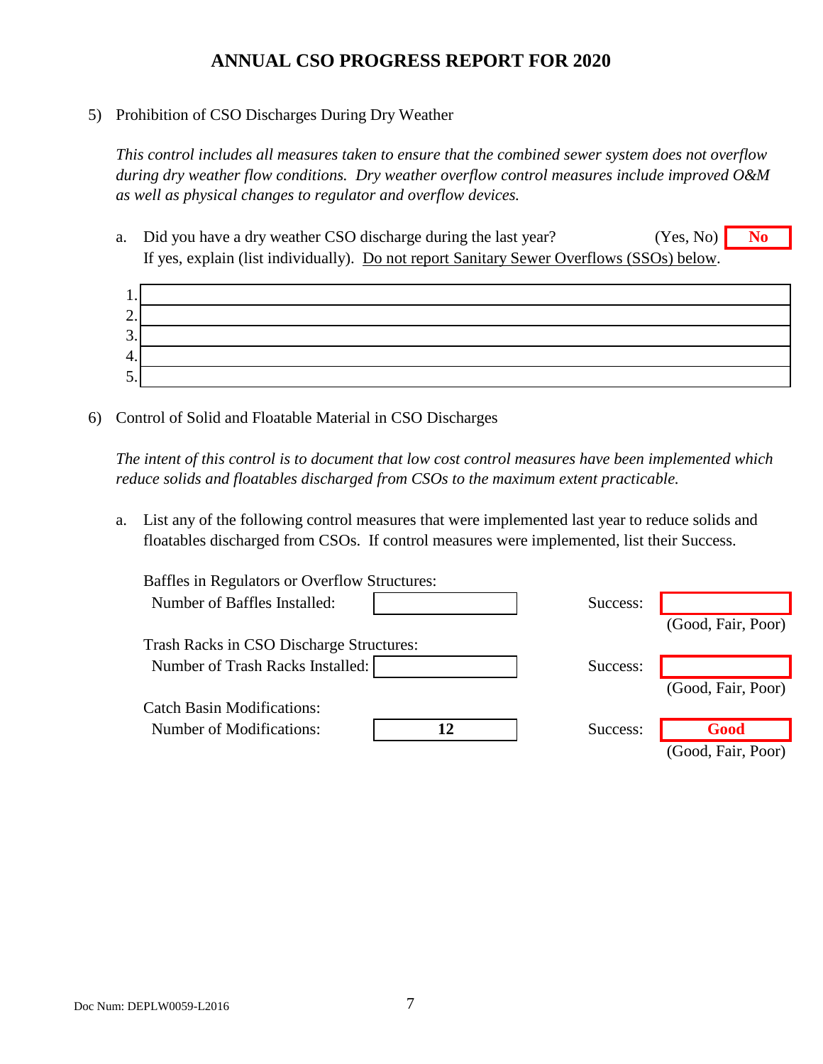## ANNUAL CSO PROGRESS REPORT FOR 2020

5) Prohibition of CSO Discharges During Dry Weather

*This control includes all measures taken to ensure that the combined sewer system does not overflow during dry weather flow conditions. Dry weather overflow control measures include improved O&M as well as physical changes to regulator and overflow devices.*

a. Did you have a dry weather CSO discharge during the last year? (Yes, No) **No**

If yes, explain (list individually). Do not report Sanitary Sewer Overflows (SSOs) below.

1.
2.
3.
4.
5.

6) Control of Solid and Floatable Material in CSO Discharges

*The intent of this control is to document that low cost control measures have been implemented which reduce solids and floatables discharged from CSOs to the maximum extent practicable.*

a. List any of the following control measures that were implemented last year to reduce solids and floatables discharged from CSOs. If control measures were implemented, list their Success.

| Control Measure | Number | Success (Good, Fair, Poor) |
|---|---|---|
| Baffles in Regulators or Overflow Structures: Number of Baffles Installed: | | |
| Trash Racks in CSO Discharge Structures: Number of Trash Racks Installed: | | |
| Catch Basin Modifications: Number of Modifications: | **12** | **Good** |

Doc Num: DEPLW0059-L2016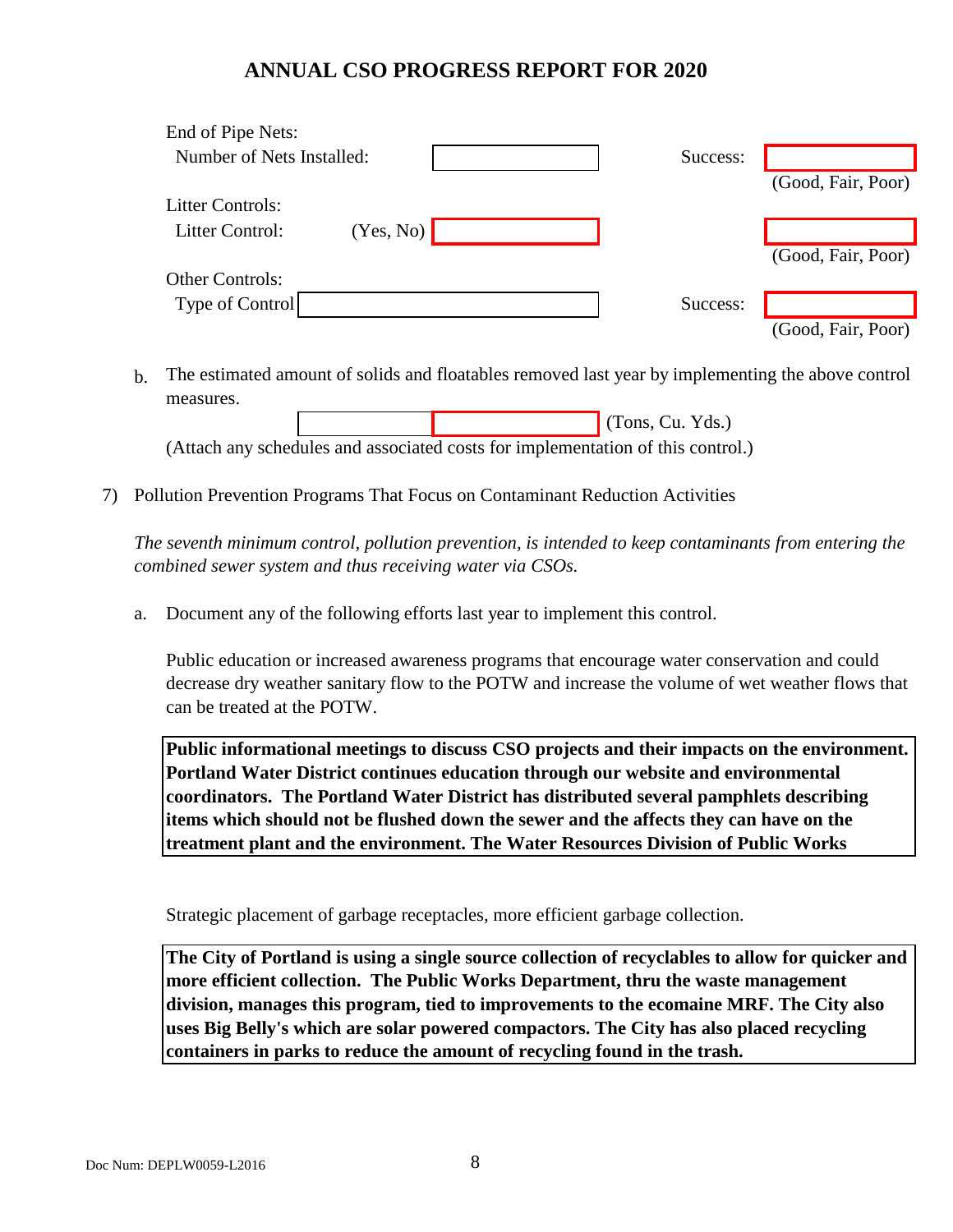## ANNUAL CSO PROGRESS REPORT FOR 2020

End of Pipe Nets:

Number of Nets Installed: \_\_\_\_\_\_\_\_ Success: \_\_\_\_\_\_\_\_ (Good, Fair, Poor)

Litter Controls:

Litter Control: (Yes, No) \_\_\_\_\_\_\_\_ \_\_\_\_\_\_\_\_ (Good, Fair, Poor)

Other Controls:

Type of Control \_\_\_\_\_\_\_\_ Success: \_\_\_\_\_\_\_\_ (Good, Fair, Poor)

b. The estimated amount of solids and floatables removed last year by implementing the above control measures.

\_\_\_\_\_\_\_\_ \_\_\_\_\_\_\_\_ (Tons, Cu. Yds.)

(Attach any schedules and associated costs for implementation of this control.)

7) Pollution Prevention Programs That Focus on Contaminant Reduction Activities

*The seventh minimum control, pollution prevention, is intended to keep contaminants from entering the combined sewer system and thus receiving water via CSOs.*

a. Document any of the following efforts last year to implement this control.

Public education or increased awareness programs that encourage water conservation and could decrease dry weather sanitary flow to the POTW and increase the volume of wet weather flows that can be treated at the POTW.

**Public informational meetings to discuss CSO projects and their impacts on the environment. Portland Water District continues education through our website and environmental coordinators. The Portland Water District has distributed several pamphlets describing items which should not be flushed down the sewer and the affects they can have on the treatment plant and the environment. The Water Resources Division of Public Works**

Strategic placement of garbage receptacles, more efficient garbage collection.

**The City of Portland is using a single source collection of recyclables to allow for quicker and more efficient collection. The Public Works Department, thru the waste management division, manages this program, tied to improvements to the ecomaine MRF. The City also uses Big Belly's which are solar powered compactors. The City has also placed recycling containers in parks to reduce the amount of recycling found in the trash.**

Doc Num: DEPLW0059-L2016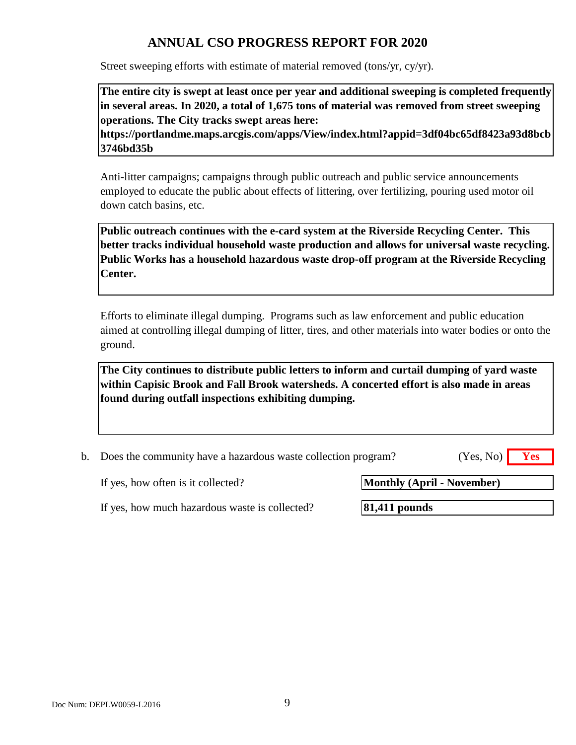## ANNUAL CSO PROGRESS REPORT FOR 2020

Street sweeping efforts with estimate of material removed (tons/yr, cy/yr).

**The entire city is swept at least once per year and additional sweeping is completed frequently in several areas. In 2020, a total of 1,675 tons of material was removed from street sweeping operations. The City tracks swept areas here: https://portlandme.maps.arcgis.com/apps/View/index.html?appid=3df04bc65df8423a93d8bcb3746bd35b**

Anti-litter campaigns; campaigns through public outreach and public service announcements employed to educate the public about effects of littering, over fertilizing, pouring used motor oil down catch basins, etc.

**Public outreach continues with the e-card system at the Riverside Recycling Center. This better tracks individual household waste production and allows for universal waste recycling. Public Works has a household hazardous waste drop-off program at the Riverside Recycling Center.**

Efforts to eliminate illegal dumping. Programs such as law enforcement and public education aimed at controlling illegal dumping of litter, tires, and other materials into water bodies or onto the ground.

**The City continues to distribute public letters to inform and curtail dumping of yard waste within Capisic Brook and Fall Brook watersheds. A concerted effort is also made in areas found during outfall inspections exhibiting dumping.**

b. Does the community have a hazardous waste collection program? (Yes, No) **Yes**

If yes, how often is it collected? **Monthly (April - November)**

If yes, how much hazardous waste is collected? **81,411 pounds**

Doc Num: DEPLW0059-L2016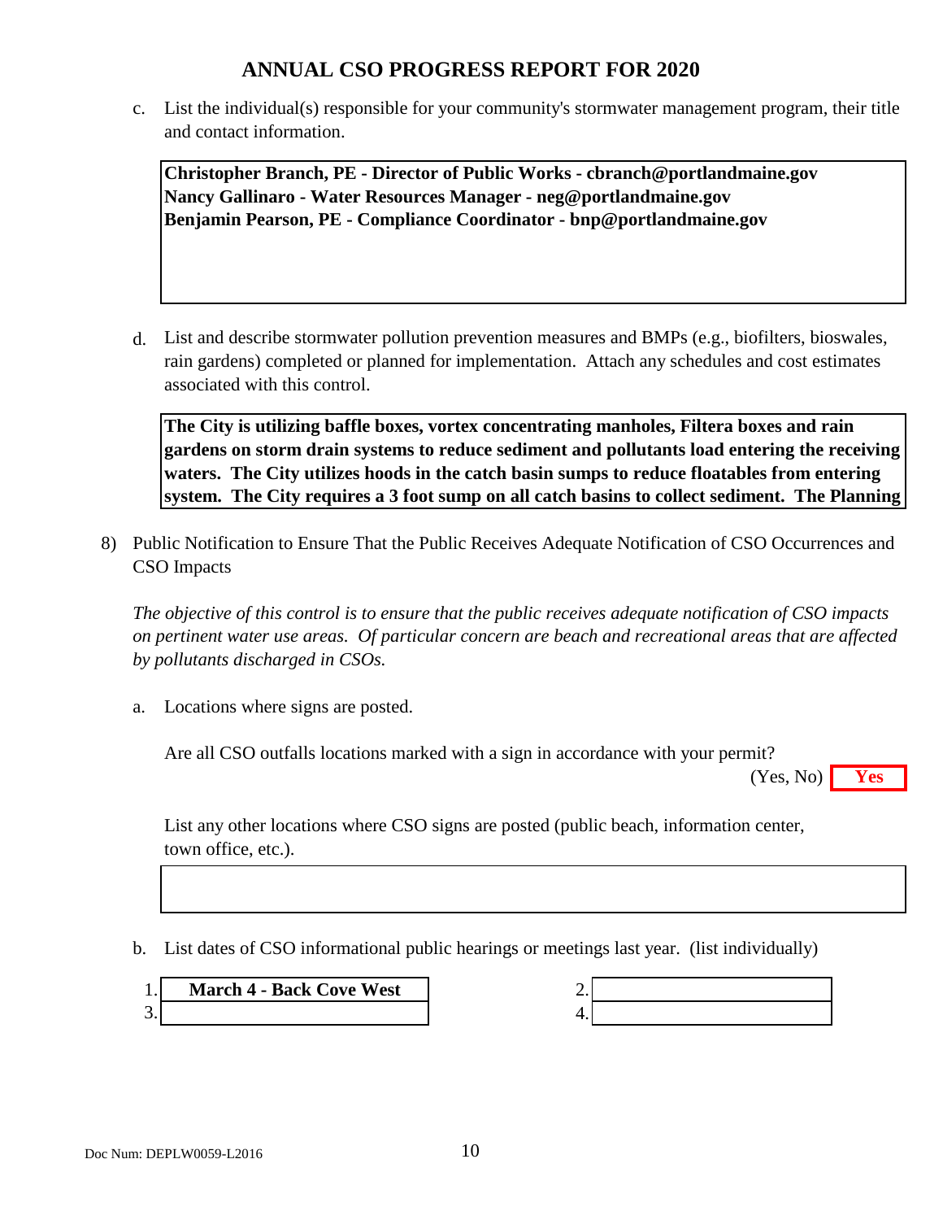# ANNUAL CSO PROGRESS REPORT FOR 2020

c. List the individual(s) responsible for your community's stormwater management program, their title and contact information.

**Christopher Branch, PE - Director of Public Works - cbranch@portlandmaine.gov**
**Nancy Gallinaro - Water Resources Manager - neg@portlandmaine.gov**
**Benjamin Pearson, PE - Compliance Coordinator - bnp@portlandmaine.gov**

d. List and describe stormwater pollution prevention measures and BMPs (e.g., biofilters, bioswales, rain gardens) completed or planned for implementation. Attach any schedules and cost estimates associated with this control.

**The City is utilizing baffle boxes, vortex concentrating manholes, Filtera boxes and rain gardens on storm drain systems to reduce sediment and pollutants load entering the receiving waters. The City utilizes hoods in the catch basin sumps to reduce floatables from entering system. The City requires a 3 foot sump on all catch basins to collect sediment. The Planning**

8) Public Notification to Ensure That the Public Receives Adequate Notification of CSO Occurrences and CSO Impacts

*The objective of this control is to ensure that the public receives adequate notification of CSO impacts on pertinent water use areas. Of particular concern are beach and recreational areas that are affected by pollutants discharged in CSOs.*

a. Locations where signs are posted.

Are all CSO outfalls locations marked with a sign in accordance with your permit? (Yes, No) **Yes**

List any other locations where CSO signs are posted (public beach, information center, town office, etc.).

b. List dates of CSO informational public hearings or meetings last year. (list individually)

1. **March 4 - Back Cove West**
2.
3.
4.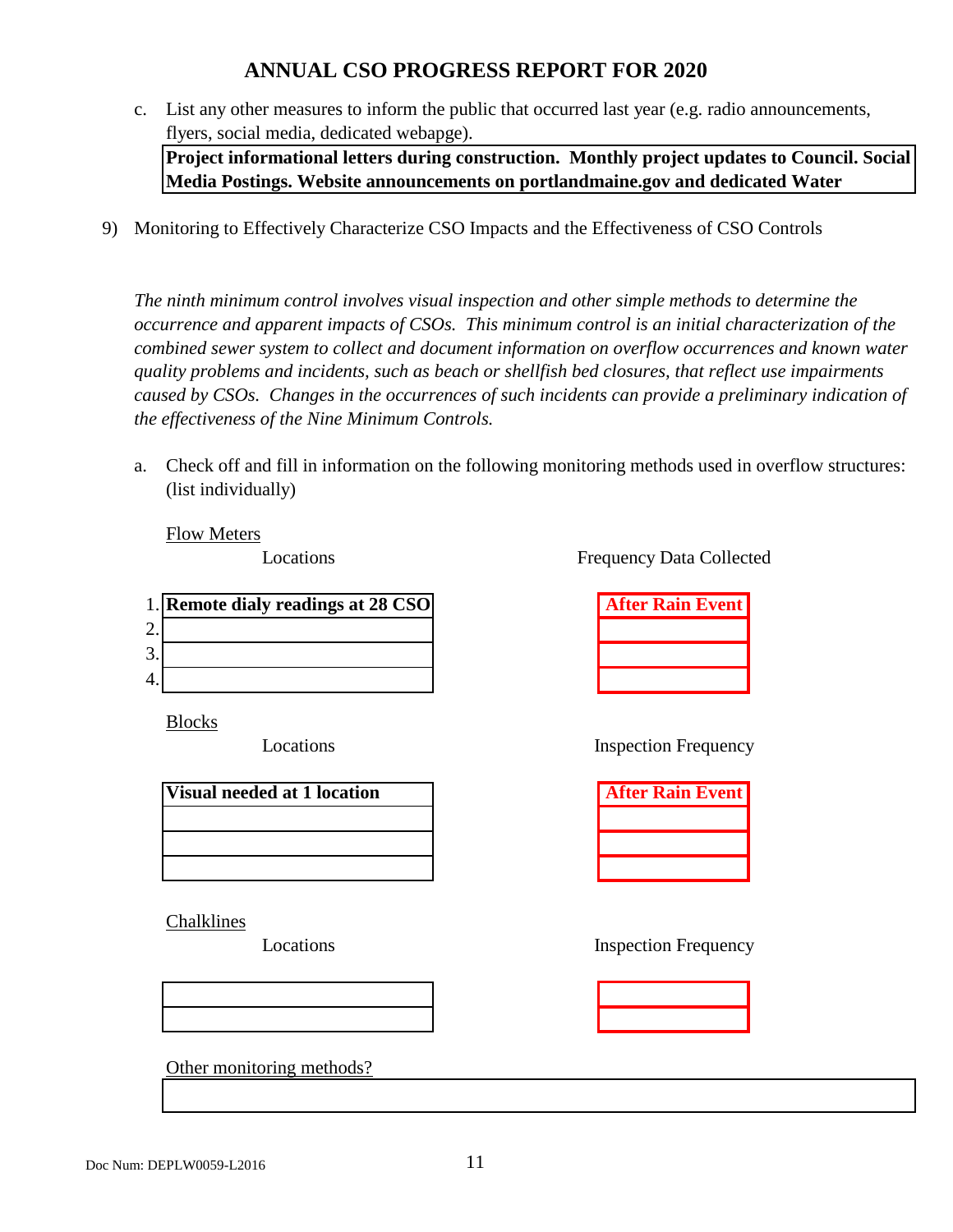# ANNUAL CSO PROGRESS REPORT FOR 2020

c. List any other measures to inform the public that occurred last year (e.g. radio announcements, flyers, social media, dedicated webapge).

**Project informational letters during construction. Monthly project updates to Council. Social Media Postings. Website announcements on portlandmaine.gov and dedicated Water**

9) Monitoring to Effectively Characterize CSO Impacts and the Effectiveness of CSO Controls

*The ninth minimum control involves visual inspection and other simple methods to determine the occurrence and apparent impacts of CSOs. This minimum control is an initial characterization of the combined sewer system to collect and document information on overflow occurrences and known water quality problems and incidents, such as beach or shellfish bed closures, that reflect use impairments caused by CSOs. Changes in the occurrences of such incidents can provide a preliminary indication of the effectiveness of the Nine Minimum Controls.*

a. Check off and fill in information on the following monitoring methods used in overflow structures: (list individually)

Flow Meters

| | Locations | Frequency Data Collected |
|---|---|---|
| 1. | **Remote dialy readings at 28 CSO** | **After Rain Event** |
| 2. | | |
| 3. | | |
| 4. | | |

Blocks

| Locations | Inspection Frequency |
|---|---|
| **Visual needed at 1 location** | **After Rain Event** |
| | |
| | |
| | |

Chalklines

| Locations | Inspection Frequency |
|---|---|
| | |
| | |

Other monitoring methods?

| |
|---|
| |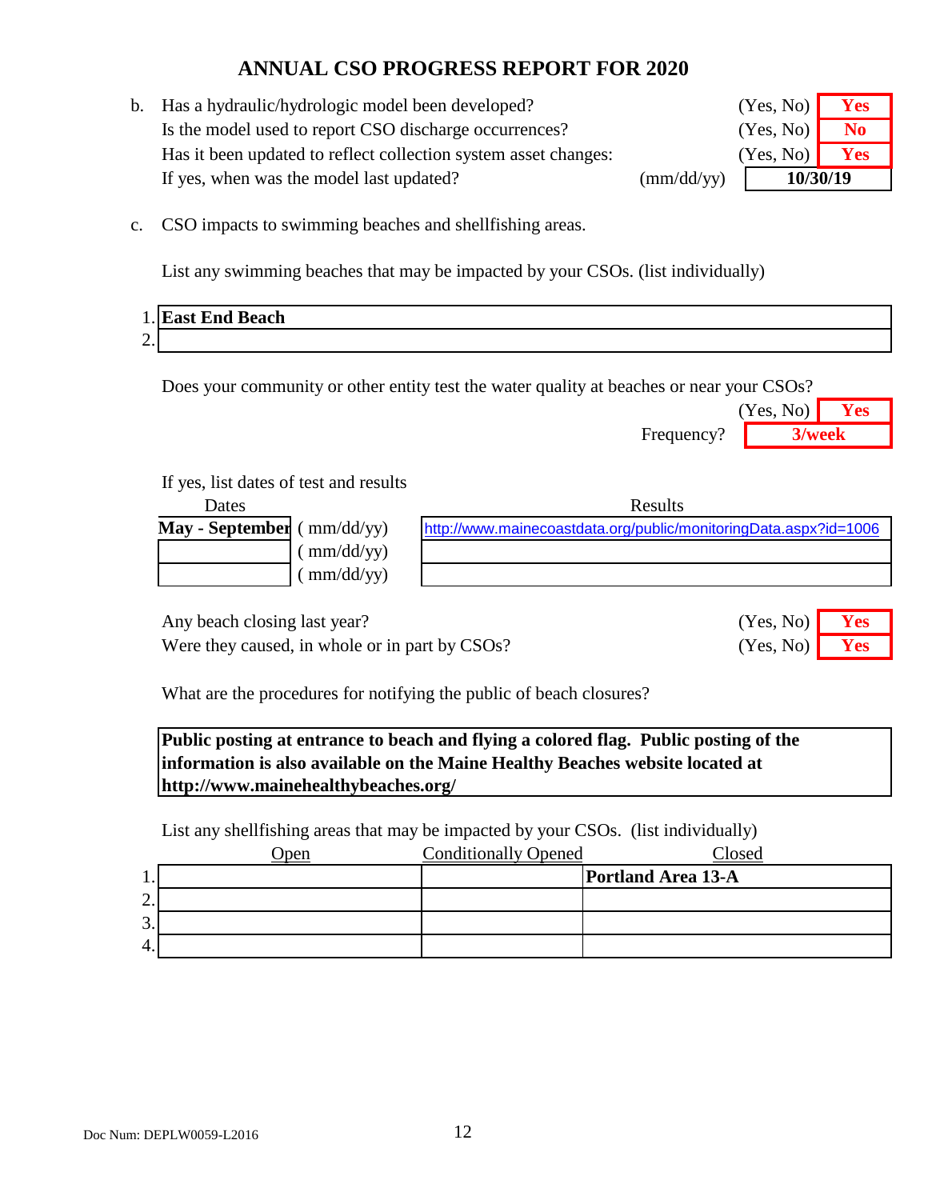# ANNUAL CSO PROGRESS REPORT FOR 2020

b. Has a hydraulic/hydrologic model been developed? (Yes, No) **Yes**

Is the model used to report CSO discharge occurrences? (Yes, No) **No**

Has it been updated to reflect collection system asset changes: (Yes, No) **Yes**

If yes, when was the model last updated? (mm/dd/yy) **10/30/19**

c. CSO impacts to swimming beaches and shellfishing areas.

List any swimming beaches that may be impacted by your CSOs. (list individually)

1. **East End Beach**
2. 

Does your community or other entity test the water quality at beaches or near your CSOs? (Yes, No) **Yes**

Frequency? **3/week**

If yes, list dates of test and results

| Dates | | Results |
|---|---|---|
| **May - September** | ( mm/dd/yy) | http://www.mainecoastdata.org/public/monitoringData.aspx?id=1006 |
| | ( mm/dd/yy) | |
| | ( mm/dd/yy) | |

Any beach closing last year? (Yes, No) **Yes**

Were they caused, in whole or in part by CSOs? (Yes, No) **Yes**

What are the procedures for notifying the public of beach closures?

**Public posting at entrance to beach and flying a colored flag. Public posting of the information is also available on the Maine Healthy Beaches website located at http://www.mainehealthybeaches.org/**

List any shellfishing areas that may be impacted by your CSOs. (list individually)

| | Open | Conditionally Opened | Closed |
|---|---|---|---|
| 1. | | | **Portland Area 13-A** |
| 2. | | | |
| 3. | | | |
| 4. | | | |

Doc Num: DEPLW0059-L2016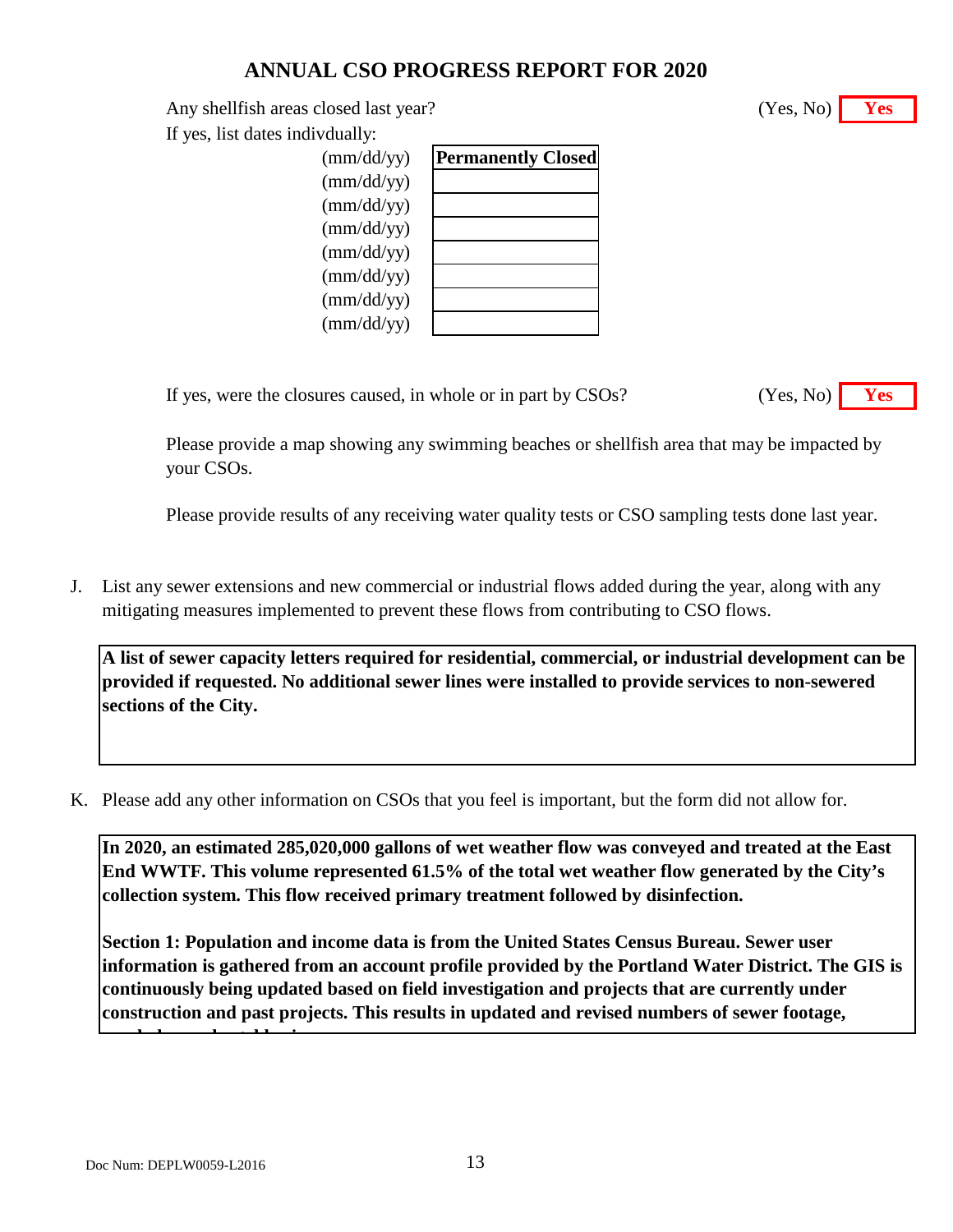## ANNUAL CSO PROGRESS REPORT FOR 2020

Any shellfish areas closed last year? (Yes, No) **Yes**

If yes, list dates indivdually:

| | |
|---|---|
| (mm/dd/yy) | **Permanently Closed** |
| (mm/dd/yy) | |
| (mm/dd/yy) | |
| (mm/dd/yy) | |
| (mm/dd/yy) | |
| (mm/dd/yy) | |
| (mm/dd/yy) | |
| (mm/dd/yy) | |

If yes, were the closures caused, in whole or in part by CSOs? (Yes, No) **Yes**

Please provide a map showing any swimming beaches or shellfish area that may be impacted by your CSOs.

Please provide results of any receiving water quality tests or CSO sampling tests done last year.

J. List any sewer extensions and new commercial or industrial flows added during the year, along with any mitigating measures implemented to prevent these flows from contributing to CSO flows.

**A list of sewer capacity letters required for residential, commercial, or industrial development can be provided if requested. No additional sewer lines were installed to provide services to non-sewered sections of the City.**

K. Please add any other information on CSOs that you feel is important, but the form did not allow for.

**In 2020, an estimated 285,020,000 gallons of wet weather flow was conveyed and treated at the East End WWTF. This volume represented 61.5% of the total wet weather flow generated by the City's collection system. This flow received primary treatment followed by disinfection.**

**Section 1: Population and income data is from the United States Census Bureau. Sewer user information is gathered from an account profile provided by the Portland Water District. The GIS is continuously being updated based on field investigation and projects that are currently under construction and past projects. This results in updated and revised numbers of sewer footage,**